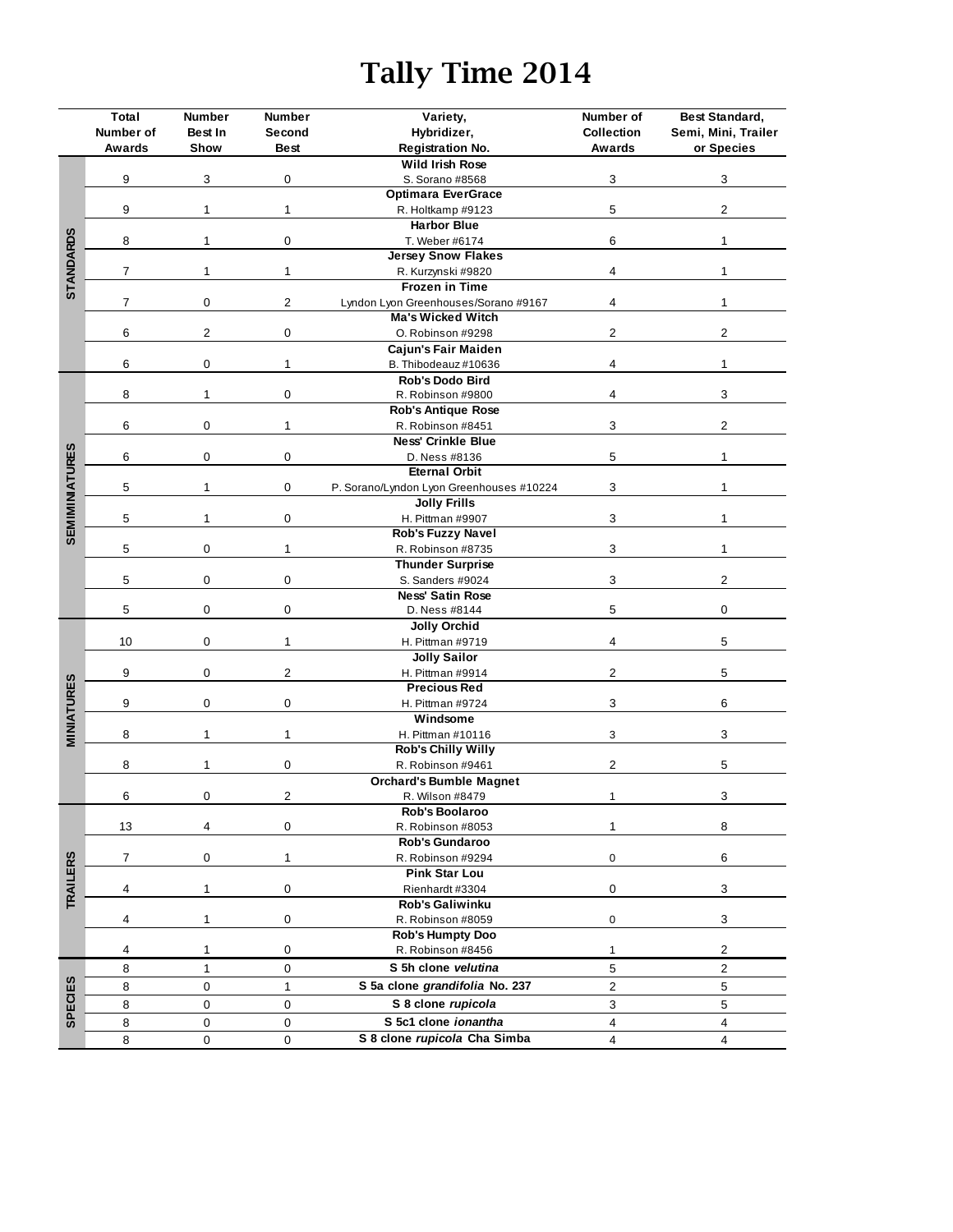# Tally Time 2014

| | Total Number of Awards | Number Best In Show | Number Second Best | Variety, Hybridizer, Registration No. | Number of Collection Awards | Best Standard, Semi, Mini, Trailer or Species |
|---|---|---|---|---|---|---|
| STANDARDS | 9 | 3 | 0 | **Wild Irish Rose** S. Sorano #8568 | 3 | 3 |
| | 9 | 1 | 1 | **Optimara EverGrace** R. Holtkamp #9123 | 5 | 2 |
| | 8 | 1 | 0 | **Harbor Blue** T. Weber #6174 | 6 | 1 |
| | 7 | 1 | 1 | **Jersey Snow Flakes** R. Kurzynski #9820 | 4 | 1 |
| | 7 | 0 | 2 | **Frozen in Time** Lyndon Lyon Greenhouses/Sorano #9167 | 4 | 1 |
| | 6 | 2 | 0 | **Ma's Wicked Witch** O. Robinson #9298 | 2 | 2 |
| | 6 | 0 | 1 | **Cajun's Fair Maiden** B. Thibodeauz #10636 | 4 | 1 |
| SEMIMINIATURES | 8 | 1 | 0 | **Rob's Dodo Bird** R. Robinson #9800 | 4 | 3 |
| | 6 | 0 | 1 | **Rob's Antique Rose** R. Robinson #8451 | 3 | 2 |
| | 6 | 0 | 0 | **Ness' Crinkle Blue** D. Ness #8136 | 5 | 1 |
| | 5 | 1 | 0 | **Eternal Orbit** P. Sorano/Lyndon Lyon Greenhouses #10224 | 3 | 1 |
| | 5 | 1 | 0 | **Jolly Frills** H. Pittman #9907 | 3 | 1 |
| | 5 | 0 | 1 | **Rob's Fuzzy Navel** R. Robinson #8735 | 3 | 1 |
| | 5 | 0 | 0 | **Thunder Surprise** S. Sanders #9024 | 3 | 2 |
| | 5 | 0 | 0 | **Ness' Satin Rose** D. Ness #8144 | 5 | 0 |
| MINIATURES | 10 | 0 | 1 | **Jolly Orchid** H. Pittman #9719 | 4 | 5 |
| | 9 | 0 | 2 | **Jolly Sailor** H. Pittman #9914 | 2 | 5 |
| | 9 | 0 | 0 | **Precious Red** H. Pittman #9724 | 3 | 6 |
| | 8 | 1 | 1 | **Windsome** H. Pittman #10116 | 3 | 3 |
| | 8 | 1 | 0 | **Rob's Chilly Willy** R. Robinson #9461 | 2 | 5 |
| | 6 | 0 | 2 | **Orchard's Bumble Magnet** R. Wilson #8479 | 1 | 3 |
| TRAILERS | 13 | 4 | 0 | **Rob's Boolaroo** R. Robinson #8053 | 1 | 8 |
| | 7 | 0 | 1 | **Rob's Gundaroo** R. Robinson #9294 | 0 | 6 |
| | 4 | 1 | 0 | **Pink Star Lou** Rienhardt #3304 | 0 | 3 |
| | 4 | 1 | 0 | **Rob's Galiwinku** R. Robinson #8059 | 0 | 3 |
| | 4 | 1 | 0 | **Rob's Humpty Doo** R. Robinson #8456 | 1 | 2 |
| SPECIES | 8 | 1 | 0 | **S 5h clone *velutina*** | 5 | 2 |
| | 8 | 0 | 1 | **S 5a clone *grandifolia* No. 237** | 2 | 5 |
| | 8 | 0 | 0 | **S 8 clone *rupicola*** | 3 | 5 |
| | 8 | 0 | 0 | **S 5c1 clone *ionantha*** | 4 | 4 |
| | 8 | 0 | 0 | **S 8 clone *rupicola* Cha Simba** | 4 | 4 |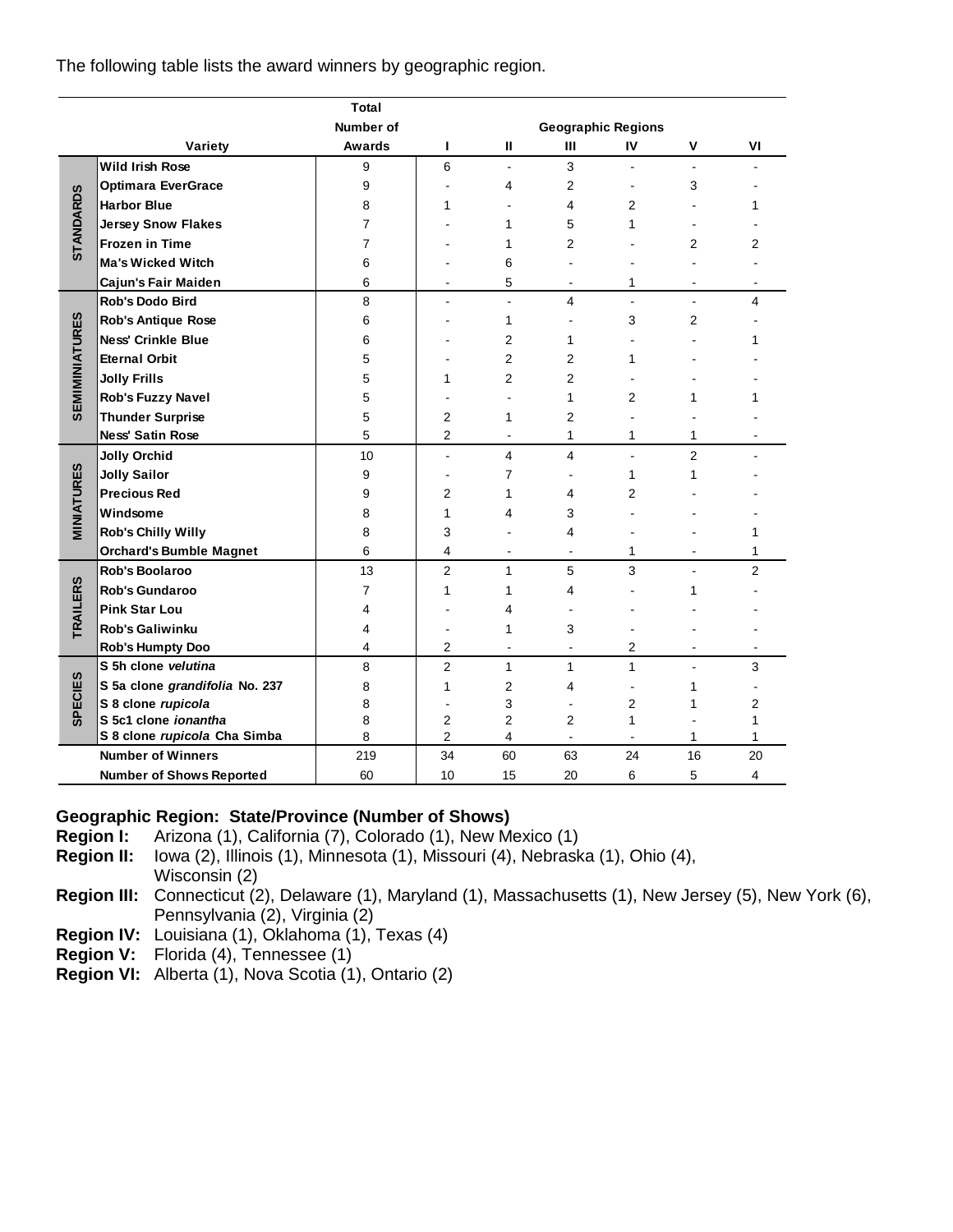The following table lists the award winners by geographic region.

| | Variety | Total Number of Awards | Geographic Regions I | II | III | IV | V | VI |
|---|---|---|---|---|---|---|---|---|
| STANDARDS | Wild Irish Rose | 9 | 6 | - | 3 | - | - | - |
| | Optimara EverGrace | 9 | - | 4 | 2 | - | 3 | - |
| | Harbor Blue | 8 | 1 | - | 4 | 2 | - | 1 |
| | Jersey Snow Flakes | 7 | - | 1 | 5 | 1 | - | - |
| | Frozen in Time | 7 | - | 1 | 2 | - | 2 | 2 |
| | Ma's Wicked Witch | 6 | - | 6 | - | - | - | - |
| | Cajun's Fair Maiden | 6 | - | 5 | - | 1 | - | - |
| SEMIMINIATURES | Rob's Dodo Bird | 8 | - | - | 4 | - | - | 4 |
| | Rob's Antique Rose | 6 | - | 1 | - | 3 | 2 | - |
| | Ness' Crinkle Blue | 6 | - | 2 | 1 | - | - | 1 |
| | Eternal Orbit | 5 | - | 2 | 2 | 1 | - | - |
| | Jolly Frills | 5 | 1 | 2 | 2 | - | - | - |
| | Rob's Fuzzy Navel | 5 | - | - | 1 | 2 | 1 | 1 |
| | Thunder Surprise | 5 | 2 | 1 | 2 | - | - | - |
| | Ness' Satin Rose | 5 | 2 | - | 1 | 1 | 1 | - |
| MINIATURES | Jolly Orchid | 10 | - | 4 | 4 | - | 2 | - |
| | Jolly Sailor | 9 | - | 7 | - | 1 | 1 | - |
| | Precious Red | 9 | 2 | 1 | 4 | 2 | - | - |
| | Windsome | 8 | 1 | 4 | 3 | - | - | - |
| | Rob's Chilly Willy | 8 | 3 | - | 4 | - | - | 1 |
| | Orchard's Bumble Magnet | 6 | 4 | - | - | 1 | - | 1 |
| TRAILERS | Rob's Boolaroo | 13 | 2 | 1 | 5 | 3 | - | 2 |
| | Rob's Gundaroo | 7 | 1 | 1 | 4 | - | 1 | - |
| | Pink Star Lou | 4 | - | 4 | - | - | - | - |
| | Rob's Galiwinku | 4 | - | 1 | 3 | - | - | - |
| | Rob's Humpty Doo | 4 | 2 | - | - | 2 | - | - |
| SPECIES | S 5h clone *velutina* | 8 | 2 | 1 | 1 | 1 | - | 3 |
| | S 5a clone *grandifolia* No. 237 | 8 | 1 | 2 | 4 | - | 1 | - |
| | S 8 clone *rupicola* | 8 | - | 3 | - | 2 | 1 | 2 |
| | S 5c1 clone *ionantha* | 8 | 2 | 2 | 2 | 1 | - | 1 |
| | S 8 clone *rupicola* Cha Simba | 8 | 2 | 4 | - | - | 1 | 1 |
| | Number of Winners | 219 | 34 | 60 | 63 | 24 | 16 | 20 |
| | Number of Shows Reported | 60 | 10 | 15 | 20 | 6 | 5 | 4 |

**Geographic Region: State/Province (Number of Shows)**

**Region I:** Arizona (1), California (7), Colorado (1), New Mexico (1)
**Region II:** Iowa (2), Illinois (1), Minnesota (1), Missouri (4), Nebraska (1), Ohio (4), Wisconsin (2)
**Region III:** Connecticut (2), Delaware (1), Maryland (1), Massachusetts (1), New Jersey (5), New York (6), Pennsylvania (2), Virginia (2)
**Region IV:** Louisiana (1), Oklahoma (1), Texas (4)
**Region V:** Florida (4), Tennessee (1)
**Region VI:** Alberta (1), Nova Scotia (1), Ontario (2)